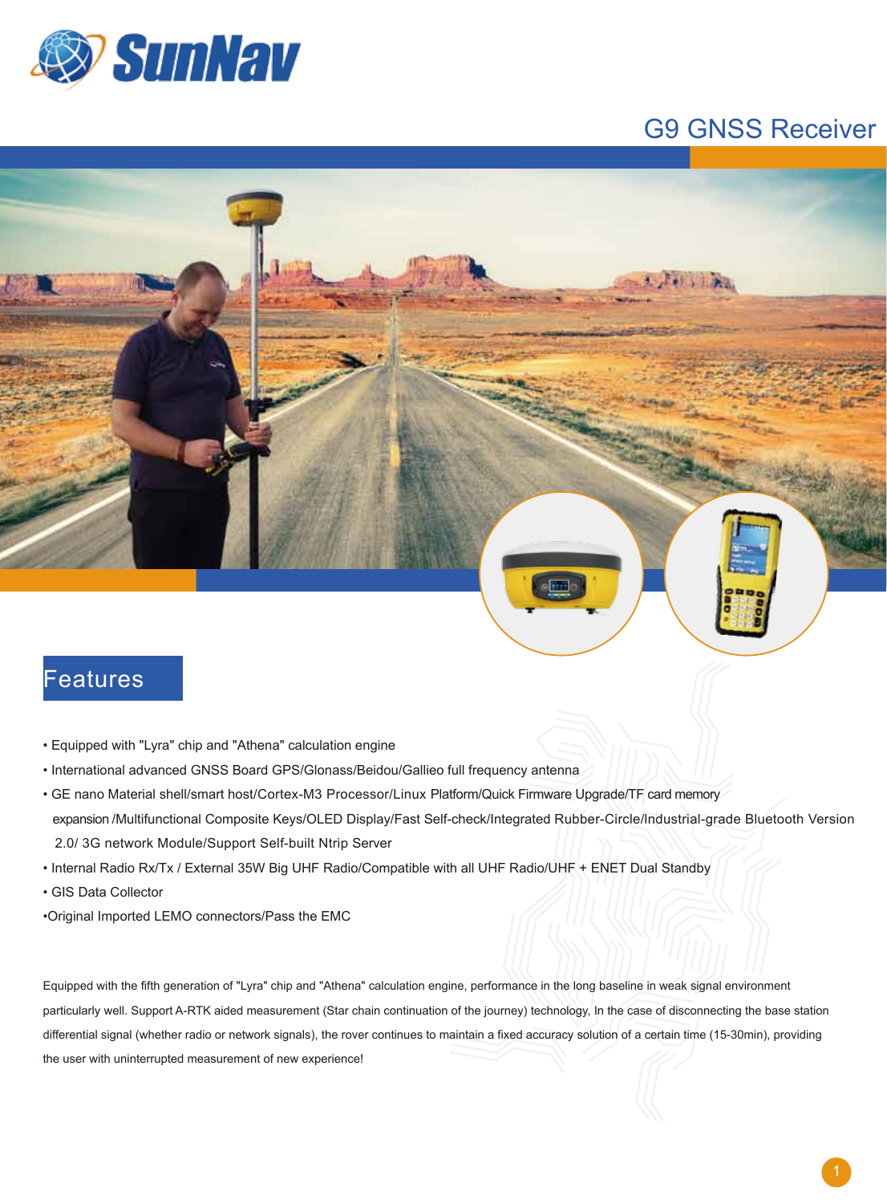SunNav

# G9 GNSS Receiver

## Features

- Equipped with "Lyra" chip and "Athena" calculation engine
- International advanced GNSS Board GPS/Glonass/Beidou/Gallieo full frequency antenna
- GE nano Material shell/smart host/Cortex-M3 Processor/Linux Platform/Quick Firmware Upgrade/TF card memory expansion /Multifunctional Composite Keys/OLED Display/Fast Self-check/Integrated Rubber-Circle/Industrial-grade Bluetooth Version 2.0/ 3G network Module/Support Self-built Ntrip Server
- Internal Radio Rx/Tx / External 35W Big UHF Radio/Compatible with all UHF Radio/UHF + ENET Dual Standby
- GIS Data Collector
- Original Imported LEMO connectors/Pass the EMC

Equipped with the fifth generation of "Lyra" chip and "Athena" calculation engine, performance in the long baseline in weak signal environment particularly well. Support A-RTK aided measurement (Star chain continuation of the journey) technology, In the case of disconnecting the base station differential signal (whether radio or network signals), the rover continues to maintain a fixed accuracy solution of a certain time (15-30min), providing the user with uninterrupted measurement of new experience!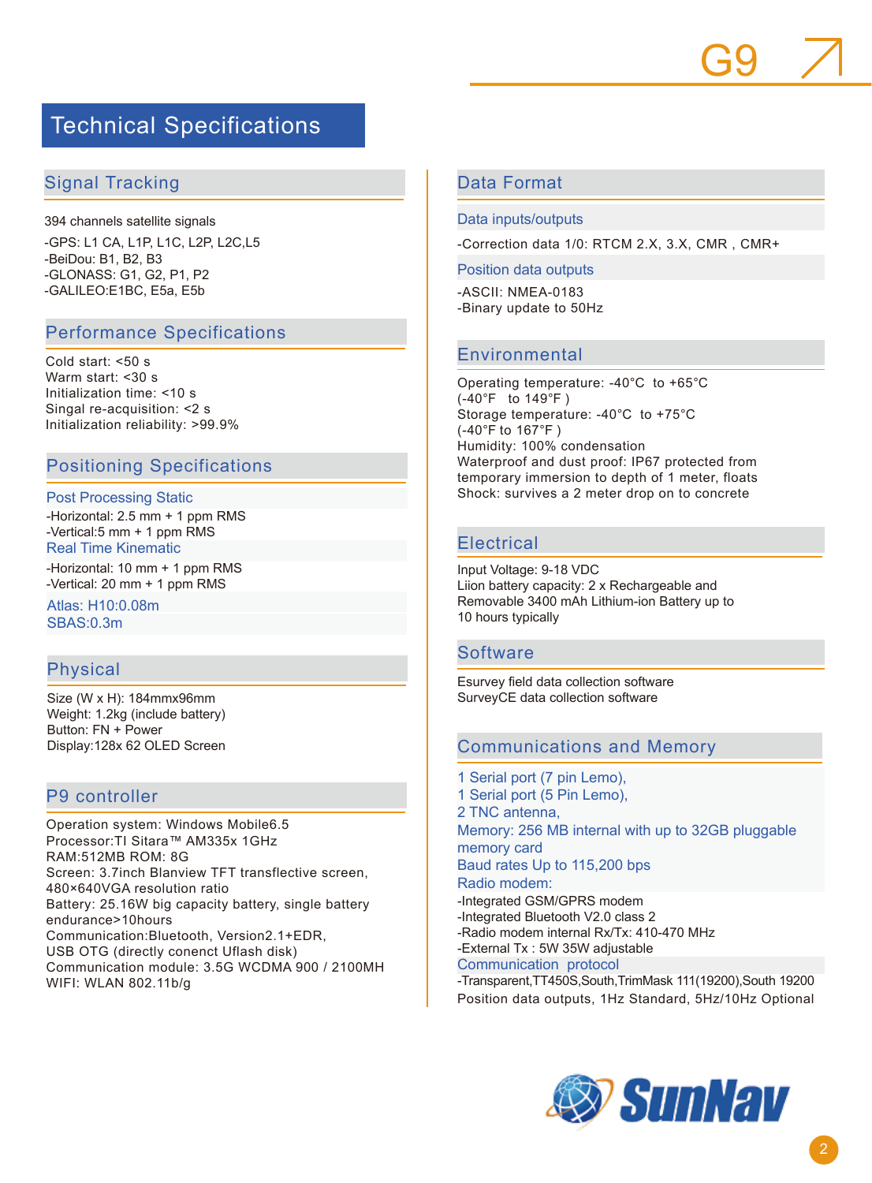# Technical Specifications

## Signal Tracking

394 channels satellite signals

-GPS: L1 CA, L1P, L1C, L2P, L2C,L5
-BeiDou: B1, B2, B3
-GLONASS: G1, G2, P1, P2
-GALILEO:E1BC, E5a, E5b

## Performance Specifications

Cold start: <50 s
Warm start: <30 s
Initialization time: <10 s
Singal re-acquisition: <2 s
Initialization reliability: >99.9%

## Positioning Specifications

### Post Processing Static

-Horizontal: 2.5 mm + 1 ppm RMS
-Vertical:5 mm + 1 ppm RMS

### Real Time Kinematic

-Horizontal: 10 mm + 1 ppm RMS
-Vertical: 20 mm + 1 ppm RMS

Atlas: H10:0.08m
SBAS:0.3m

## Physical

Size (W x H): 184mmx96mm
Weight: 1.2kg (include battery)
Button: FN + Power
Display:128x 62 OLED Screen

## P9 controller

Operation system: Windows Mobile6.5
Processor:TI Sitara™ AM335x 1GHz
RAM:512MB ROM: 8G
Screen: 3.7inch Blanview TFT transflective screen, 480×640VGA resolution ratio
Battery: 25.16W big capacity battery, single battery endurance>10hours
Communication:Bluetooth, Version2.1+EDR, USB OTG (directly conent Uflash disk)
Communication module: 3.5G WCDMA 900 / 2100MH
WIFI: WLAN 802.11b/g

## Data Format

### Data inputs/outputs

-Correction data 1/0: RTCM 2.X, 3.X, CMR , CMR+

### Position data outputs

-ASCII: NMEA-0183
-Binary update to 50Hz

## Environmental

Operating temperature: -40°C to +65°C (-40°F to 149°F )
Storage temperature: -40°C to +75°C (-40°F to 167°F )
Humidity: 100% condensation
Waterproof and dust proof: IP67 protected from temporary immersion to depth of 1 meter, floats
Shock: survives a 2 meter drop on to concrete

## Electrical

Input Voltage: 9-18 VDC
Liion battery capacity: 2 x Rechargeable and Removable 3400 mAh Lithium-ion Battery up to 10 hours typically

## Software

Esurvey field data collection software
SurveyCE data collection software

## Communications and Memory

1 Serial port (7 pin Lemo),
1 Serial port (5 Pin Lemo),
2 TNC antenna,
Memory: 256 MB internal with up to 32GB pluggable memory card
Baud rates Up to 115,200 bps

### Radio modem:

-Integrated GSM/GPRS modem
-Integrated Bluetooth V2.0 class 2
-Radio modem internal Rx/Tx: 410-470 MHz
-External Tx : 5W 35W adjustable

### Communication protocol

-Transparent,TT450S,South,TrimMask 111(19200),South 19200
Position data outputs, 1Hz Standard, 5Hz/10Hz Optional

SunNav